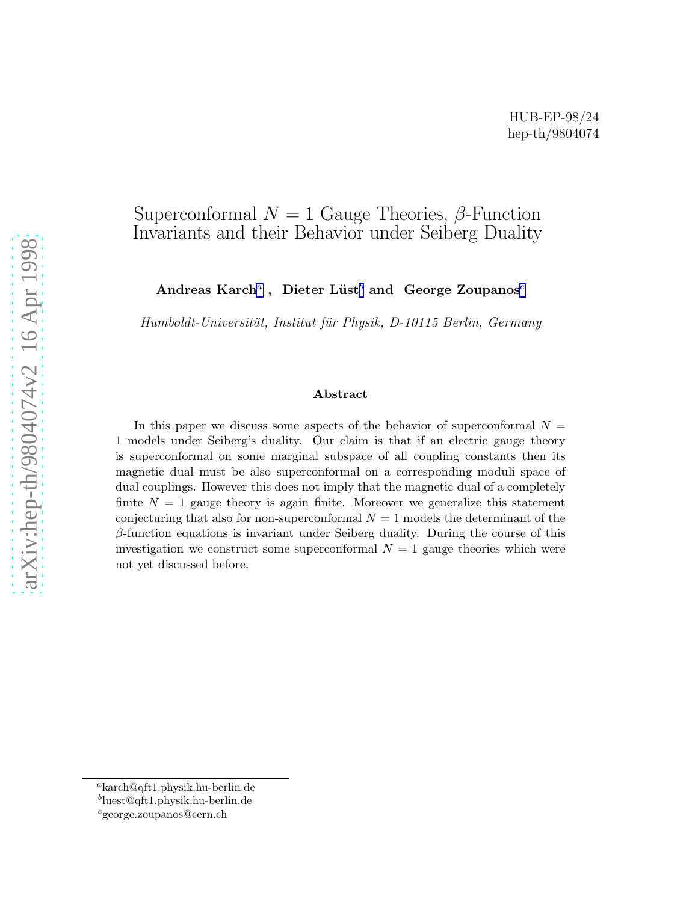HUB-EP-98/24
hep-th/9804074

# Superconformal $N = 1$ Gauge Theories, $\beta$-Function Invariants and their Behavior under Seiberg Duality

**Andreas Karch**[a] **, Dieter Lüst**[b] **and George Zoupanos**[c]

*Humboldt-Universität, Institut für Physik, D-10115 Berlin, Germany*

## Abstract

In this paper we discuss some aspects of the behavior of superconformal $N = 1$ models under Seiberg's duality. Our claim is that if an electric gauge theory is superconformal on some marginal subspace of all coupling constants then its magnetic dual must be also superconformal on a corresponding moduli space of dual couplings. However this does not imply that the magnetic dual of a completely finite $N = 1$ gauge theory is again finite. Moreover we generalize this statement conjecturing that also for non-superconformal $N = 1$ models the determinant of the $\beta$-function equations is invariant under Seiberg duality. During the course of this investigation we construct some superconformal $N = 1$ gauge theories which were not yet discussed before.

[a]karch@qft1.physik.hu-berlin.de

[b]luest@qft1.physik.hu-berlin.de

[c]george.zoupanos@cern.ch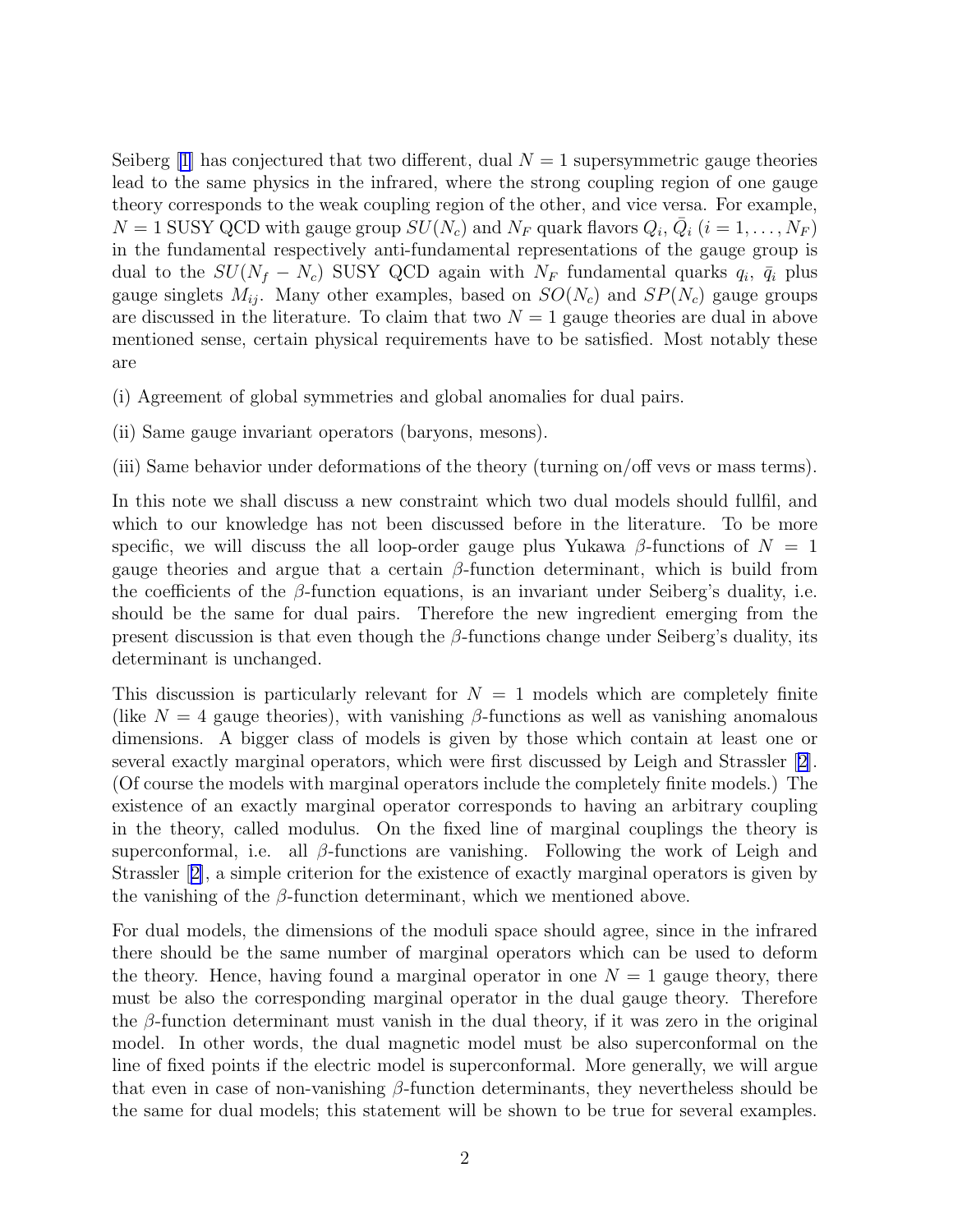Seiberg [1] has conjectured that two different, dual $N = 1$ supersymmetric gauge theories lead to the same physics in the infrared, where the strong coupling region of one gauge theory corresponds to the weak coupling region of the other, and vice versa. For example, $N = 1$ SUSY QCD with gauge group $SU(N_c)$ and $N_F$ quark flavors $Q_i$, $\bar{Q}_i$ $(i = 1, \ldots, N_F)$ in the fundamental respectively anti-fundamental representations of the gauge group is dual to the $SU(N_f - N_c)$ SUSY QCD again with $N_F$ fundamental quarks $q_i$, $\bar{q}_i$ plus gauge singlets $M_{ij}$. Many other examples, based on $SO(N_c)$ and $SP(N_c)$ gauge groups are discussed in the literature. To claim that two $N = 1$ gauge theories are dual in above mentioned sense, certain physical requirements have to be satisfied. Most notably these are

(i) Agreement of global symmetries and global anomalies for dual pairs.

(ii) Same gauge invariant operators (baryons, mesons).

(iii) Same behavior under deformations of the theory (turning on/off vevs or mass terms).

In this note we shall discuss a new constraint which two dual models should fullfil, and which to our knowledge has not been discussed before in the literature. To be more specific, we will discuss the all loop-order gauge plus Yukawa $\beta$-functions of $N = 1$ gauge theories and argue that a certain $\beta$-function determinant, which is build from the coefficients of the $\beta$-function equations, is an invariant under Seiberg's duality, i.e. should be the same for dual pairs. Therefore the new ingredient emerging from the present discussion is that even though the $\beta$-functions change under Seiberg's duality, its determinant is unchanged.

This discussion is particularly relevant for $N = 1$ models which are completely finite (like $N = 4$ gauge theories), with vanishing $\beta$-functions as well as vanishing anomalous dimensions. A bigger class of models is given by those which contain at least one or several exactly marginal operators, which were first discussed by Leigh and Strassler [2]. (Of course the models with marginal operators include the completely finite models.) The existence of an exactly marginal operator corresponds to having an arbitrary coupling in the theory, called modulus. On the fixed line of marginal couplings the theory is superconformal, i.e. all $\beta$-functions are vanishing. Following the work of Leigh and Strassler [2], a simple criterion for the existence of exactly marginal operators is given by the vanishing of the $\beta$-function determinant, which we mentioned above.

For dual models, the dimensions of the moduli space should agree, since in the infrared there should be the same number of marginal operators which can be used to deform the theory. Hence, having found a marginal operator in one $N = 1$ gauge theory, there must be also the corresponding marginal operator in the dual gauge theory. Therefore the $\beta$-function determinant must vanish in the dual theory, if it was zero in the original model. In other words, the dual magnetic model must be also superconformal on the line of fixed points if the electric model is superconformal. More generally, we will argue that even in case of non-vanishing $\beta$-function determinants, they nevertheless should be the same for dual models; this statement will be shown to be true for several examples.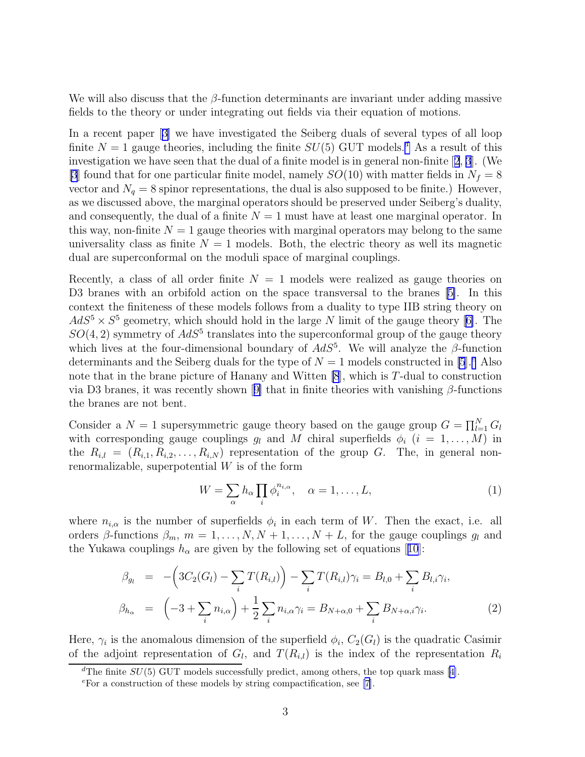We will also discuss that the $\beta$-function determinants are invariant under adding massive fields to the theory or under integrating out fields via their equation of motions.

In a recent paper [3] we have investigated the Seiberg duals of several types of all loop finite $N = 1$ gauge theories, including the finite $SU(5)$ GUT models.[d] As a result of this investigation we have seen that the dual of a finite model is in general non-finite [2, 3]. (We [3] found that for one particular finite model, namely $SO(10)$ with matter fields in $N_f = 8$ vector and $N_q = 8$ spinor representations, the dual is also supposed to be finite.) However, as we discussed above, the marginal operators should be preserved under Seiberg's duality, and consequently, the dual of a finite $N = 1$ must have at least one marginal operator. In this way, non-finite $N = 1$ gauge theories with marginal operators may belong to the same universality class as finite $N = 1$ models. Both, the electric theory as well its magnetic dual are superconformal on the moduli space of marginal couplings.

Recently, a class of all order finite $N = 1$ models were realized as gauge theories on D3 branes with an orbifold action on the space transversal to the branes [5]. In this context the finiteness of these models follows from a duality to type IIB string theory on $AdS^5 \times S^5$ geometry, which should hold in the large $N$ limit of the gauge theory [6]. The $SO(4, 2)$ symmetry of $AdS^5$ translates into the superconformal group of the gauge theory which lives at the four-dimensional boundary of $AdS^5$. We will analyze the $\beta$-function determinants and the Seiberg duals for the type of $N = 1$ models constructed in [5].[e] Also note that in the brane picture of Hanany and Witten [8], which is $T$-dual to construction via D3 branes, it was recently shown [9] that in finite theories with vanishing $\beta$-functions the branes are not bent.

Consider a $N = 1$ supersymmetric gauge theory based on the gauge group $G = \prod_{l=1}^{N} G_l$ with corresponding gauge couplings $g_l$ and $M$ chiral superfields $\phi_i$ ($i = 1, \ldots, M$) in the $R_{i,l} = (R_{i,1}, R_{i,2}, \ldots, R_{i,N})$ representation of the group $G$. The, in general non-renormalizable, superpotential $W$ is of the form

$$W = \sum_\alpha h_\alpha \prod_i \phi_i^{n_{i,\alpha}}, \quad \alpha = 1, \ldots, L, \tag{1}$$

where $n_{i,\alpha}$ is the number of superfields $\phi_i$ in each term of $W$. Then the exact, i.e. all orders $\beta$-functions $\beta_m$, $m = 1, \ldots, N, N+1, \ldots, N+L$, for the gauge couplings $g_l$ and the Yukawa couplings $h_\alpha$ are given by the following set of equations [10]:

$$\begin{aligned}
\beta_{g_l} &= -\Big(3C_2(G_l) - \sum_i T(R_{i,l})\Big) - \sum_i T(R_{i,l})\gamma_i = B_{l,0} + \sum_i B_{l,i}\gamma_i, \\
\beta_{h_\alpha} &= \Big(-3 + \sum_i n_{i,\alpha}\Big) + \frac{1}{2}\sum_i n_{i,\alpha}\gamma_i = B_{N+\alpha,0} + \sum_i B_{N+\alpha,i}\gamma_i.
\end{aligned} \tag{2}$$

Here, $\gamma_i$ is the anomalous dimension of the superfield $\phi_i$, $C_2(G_l)$ is the quadratic Casimir of the adjoint representation of $G_l$, and $T(R_{i,l})$ is the index of the representation $R_i$

---

[d] The finite $SU(5)$ GUT models successfully predict, among others, the top quark mass [4].

[e] For a construction of these models by string compactification, see [7].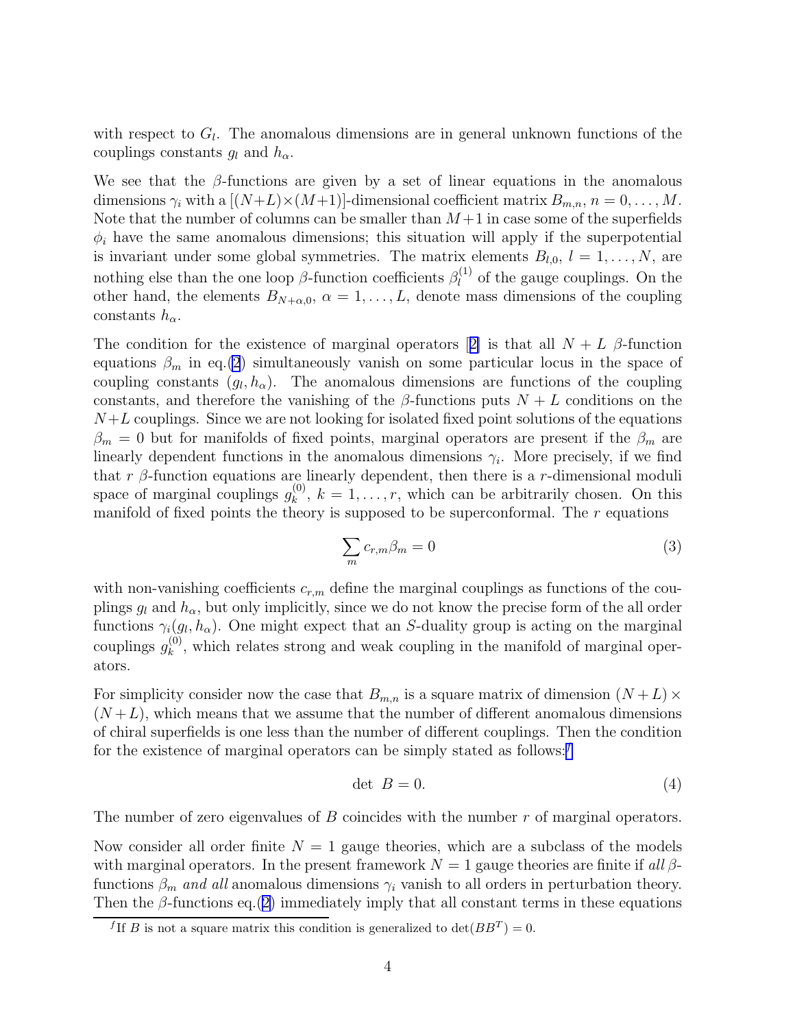with respect to $G_l$. The anomalous dimensions are in general unknown functions of the couplings constants $g_l$ and $h_\alpha$.

We see that the $\beta$-functions are given by a set of linear equations in the anomalous dimensions $\gamma_i$ with a $[(N+L)\times(M+1)]$-dimensional coefficient matrix $B_{m,n}$, $n = 0,\ldots,M$. Note that the number of columns can be smaller than $M+1$ in case some of the superfields $\phi_i$ have the same anomalous dimensions; this situation will apply if the superpotential is invariant under some global symmetries. The matrix elements $B_{l,0}$, $l = 1,\ldots,N$, are nothing else than the one loop $\beta$-function coefficients $\beta_l^{(1)}$ of the gauge couplings. On the other hand, the elements $B_{N+\alpha,0}$, $\alpha = 1,\ldots,L$, denote mass dimensions of the coupling constants $h_\alpha$.

The condition for the existence of marginal operators [2] is that all $N+L$ $\beta$-function equations $\beta_m$ in eq.(2) simultaneously vanish on some particular locus in the space of coupling constants $(g_l, h_\alpha)$. The anomalous dimensions are functions of the coupling constants, and therefore the vanishing of the $\beta$-functions puts $N+L$ conditions on the $N+L$ couplings. Since we are not looking for isolated fixed point solutions of the equations $\beta_m = 0$ but for manifolds of fixed points, marginal operators are present if the $\beta_m$ are linearly dependent functions in the anomalous dimensions $\gamma_i$. More precisely, if we find that $r$ $\beta$-function equations are linearly dependent, then there is a $r$-dimensional moduli space of marginal couplings $g_k^{(0)}$, $k = 1,\ldots,r$, which can be arbitrarily chosen. On this manifold of fixed points the theory is supposed to be superconformal. The $r$ equations

$$\sum_m c_{r,m}\beta_m = 0 \tag{3}$$

with non-vanishing coefficients $c_{r,m}$ define the marginal couplings as functions of the couplings $g_l$ and $h_\alpha$, but only implicitly, since we do not know the precise form of the all order functions $\gamma_i(g_l, h_\alpha)$. One might expect that an $S$-duality group is acting on the marginal couplings $g_k^{(0)}$, which relates strong and weak coupling in the manifold of marginal operators.

For simplicity consider now the case that $B_{m,n}$ is a square matrix of dimension $(N+L)\times(N+L)$, which means that we assume that the number of different anomalous dimensions of chiral superfields is one less than the number of different couplings. Then the condition for the existence of marginal operators can be simply stated as follows:[f]

$$\det\ B = 0. \tag{4}$$

The number of zero eigenvalues of $B$ coincides with the number $r$ of marginal operators.

Now consider all order finite $N = 1$ gauge theories, which are a subclass of the models with marginal operators. In the present framework $N = 1$ gauge theories are finite if *all* $\beta$-functions $\beta_m$ *and all* anomalous dimensions $\gamma_i$ vanish to all orders in perturbation theory. Then the $\beta$-functions eq.(2) immediately imply that all constant terms in these equations

[f] If $B$ is not a square matrix this condition is generalized to $\det(BB^T) = 0$.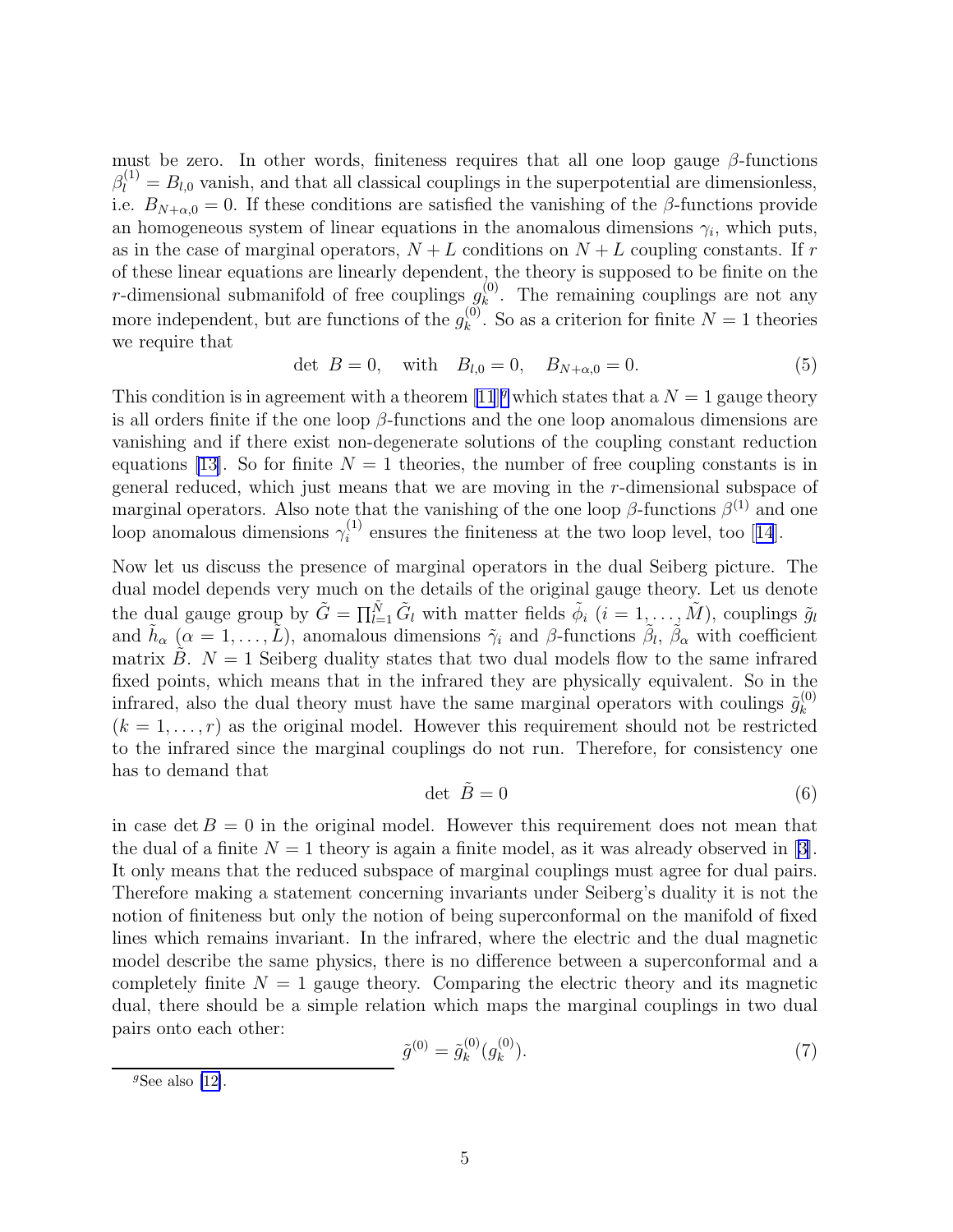must be zero. In other words, finiteness requires that all one loop gauge $\beta$-functions $\beta_l^{(1)} = B_{l,0}$ vanish, and that all classical couplings in the superpotential are dimensionless, i.e. $B_{N+\alpha,0} = 0$. If these conditions are satisfied the vanishing of the $\beta$-functions provide an homogeneous system of linear equations in the anomalous dimensions $\gamma_i$, which puts, as in the case of marginal operators, $N + L$ conditions on $N + L$ coupling constants. If $r$ of these linear equations are linearly dependent, the theory is supposed to be finite on the $r$-dimensional submanifold of free couplings $g_k^{(0)}$. The remaining couplings are not any more independent, but are functions of the $g_k^{(0)}$. So as a criterion for finite $N = 1$ theories we require that

$$\det\ B = 0, \quad \text{with} \quad B_{l,0} = 0, \quad B_{N+\alpha,0} = 0. \tag{5}$$

This condition is in agreement with a theorem [11][g] which states that a $N = 1$ gauge theory is all orders finite if the one loop $\beta$-functions and the one loop anomalous dimensions are vanishing and if there exist non-degenerate solutions of the coupling constant reduction equations [13]. So for finite $N = 1$ theories, the number of free coupling constants is in general reduced, which just means that we are moving in the $r$-dimensional subspace of marginal operators. Also note that the vanishing of the one loop $\beta$-functions $\beta^{(1)}$ and one loop anomalous dimensions $\gamma_i^{(1)}$ ensures the finiteness at the two loop level, too [14].

Now let us discuss the presence of marginal operators in the dual Seiberg picture. The dual model depends very much on the details of the original gauge theory. Let us denote the dual gauge group by $\tilde{G} = \prod_{l=1}^{\tilde{N}} \tilde{G}_l$ with matter fields $\tilde{\phi}_i$ ($i = 1, \ldots, \tilde{M}$), couplings $\tilde{g}_l$ and $\tilde{h}_\alpha$ ($\alpha = 1, \ldots, \tilde{L}$), anomalous dimensions $\tilde{\gamma}_i$ and $\beta$-functions $\tilde{\beta}_l$, $\tilde{\beta}_\alpha$ with coefficient matrix $\tilde{B}$. $N = 1$ Seiberg duality states that two dual models flow to the same infrared fixed points, which means that in the infrared they are physically equivalent. So in the infrared, also the dual theory must have the same marginal operators with coulings $\tilde{g}_k^{(0)}$ ($k = 1, \ldots, r$) as the original model. However this requirement should not be restricted to the infrared since the marginal couplings do not run. Therefore, for consistency one has to demand that

$$\det\ \tilde{B} = 0 \tag{6}$$

in case $\det B = 0$ in the original model. However this requirement does not mean that the dual of a finite $N = 1$ theory is again a finite model, as it was already observed in [3]. It only means that the reduced subspace of marginal couplings must agree for dual pairs. Therefore making a statement concerning invariants under Seiberg's duality it is not the notion of finiteness but only the notion of being superconformal on the manifold of fixed lines which remains invariant. In the infrared, where the electric and the dual magnetic model describe the same physics, there is no difference between a superconformal and a completely finite $N = 1$ gauge theory. Comparing the electric theory and its magnetic dual, there should be a simple relation which maps the marginal couplings in two dual pairs onto each other:

$$\tilde{g}^{(0)} = \tilde{g}_k^{(0)}(g_k^{(0)}). \tag{7}$$

[g] See also [12].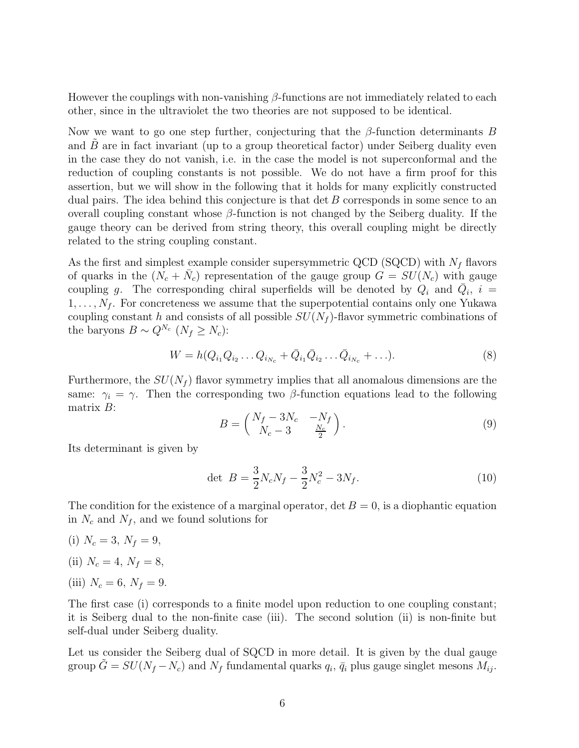However the couplings with non-vanishing $\beta$-functions are not immediately related to each other, since in the ultraviolet the two theories are not supposed to be identical.

Now we want to go one step further, conjecturing that the $\beta$-function determinants $B$ and $\tilde{B}$ are in fact invariant (up to a group theoretical factor) under Seiberg duality even in the case they do not vanish, i.e. in the case the model is not superconformal and the reduction of coupling constants is not possible. We do not have a firm proof for this assertion, but we will show in the following that it holds for many explicitly constructed dual pairs. The idea behind this conjecture is that $\det B$ corresponds in some sence to an overall coupling constant whose $\beta$-function is not changed by the Seiberg duality. If the gauge theory can be derived from string theory, this overall coupling might be directly related to the string coupling constant.

As the first and simplest example consider supersymmetric QCD (SQCD) with $N_f$ flavors of quarks in the $(N_c + \bar{N}_c)$ representation of the gauge group $G = SU(N_c)$ with gauge coupling $g$. The corresponding chiral superfields will be denoted by $Q_i$ and $\bar{Q}_i$, $i = 1, \ldots, N_f$. For concreteness we assume that the superpotential contains only one Yukawa coupling constant $h$ and consists of all possible $SU(N_f)$-flavor symmetric combinations of the baryons $B \sim Q^{N_c}$ $(N_f \geq N_c)$:

$$W = h(Q_{i_1} Q_{i_2} \ldots Q_{i_{N_c}} + \bar{Q}_{i_1} \bar{Q}_{i_2} \ldots \bar{Q}_{i_{N_c}} + \ldots). \tag{8}$$

Furthermore, the $SU(N_f)$ flavor symmetry implies that all anomalous dimensions are the same: $\gamma_i = \gamma$. Then the corresponding two $\beta$-function equations lead to the following matrix $B$:

$$B = \begin{pmatrix} N_f - 3N_c & -N_f \\ N_c - 3 & \frac{N_c}{2} \end{pmatrix}. \tag{9}$$

Its determinant is given by

$$\det\ B = \frac{3}{2} N_c N_f - \frac{3}{2} N_c^2 - 3N_f. \tag{10}$$

The condition for the existence of a marginal operator, $\det B = 0$, is a diophantic equation in $N_c$ and $N_f$, and we found solutions for

(i) $N_c = 3,\ N_f = 9$,

(ii) $N_c = 4,\ N_f = 8$,

(iii) $N_c = 6,\ N_f = 9$.

The first case (i) corresponds to a finite model upon reduction to one coupling constant; it is Seiberg dual to the non-finite case (iii). The second solution (ii) is non-finite but self-dual under Seiberg duality.

Let us consider the Seiberg dual of SQCD in more detail. It is given by the dual gauge group $\tilde{G} = SU(N_f - N_c)$ and $N_f$ fundamental quarks $q_i$, $\bar{q}_i$ plus gauge singlet mesons $M_{ij}$.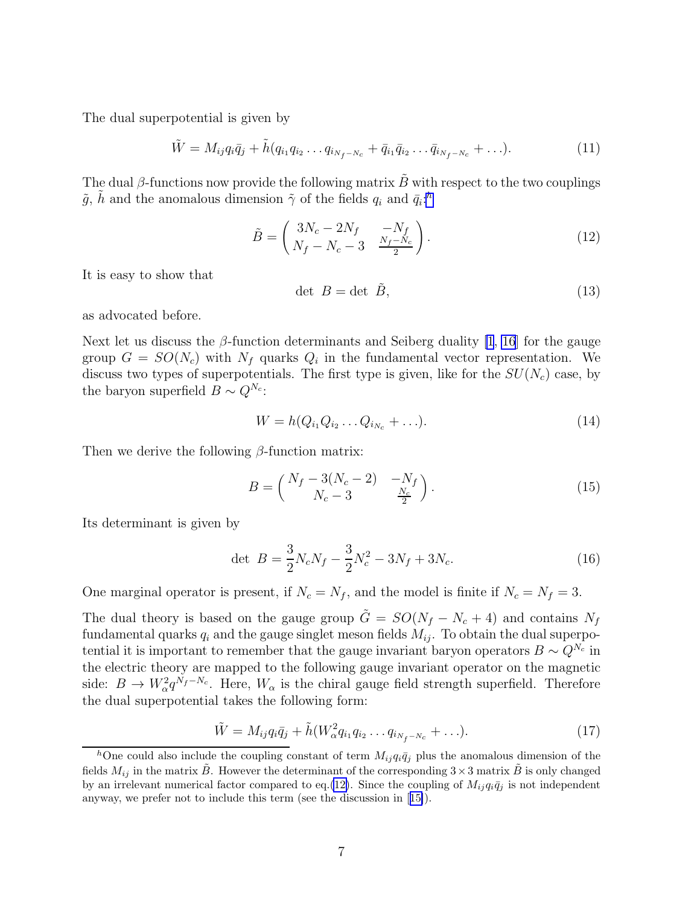The dual superpotential is given by

$$\tilde{W} = M_{ij} q_i \bar{q}_j + \tilde{h}(q_{i_1} q_{i_2} \ldots q_{i_{N_f - N_c}} + \bar{q}_{i_1} \bar{q}_{i_2} \ldots \bar{q}_{i_{N_f - N_c}} + \ldots). \tag{11}$$

The dual $\beta$-functions now provide the following matrix $\tilde{B}$ with respect to the two couplings $\tilde{g}$, $\tilde{h}$ and the anomalous dimension $\tilde{\gamma}$ of the fields $q_i$ and $\bar{q}_i$:[h]

$$\tilde{B} = \begin{pmatrix} 3N_c - 2N_f & -N_f \\ N_f - N_c - 3 & \frac{N_f - N_c}{2} \end{pmatrix}. \tag{12}$$

It is easy to show that

$$\det\ B = \det\ \tilde{B}, \tag{13}$$

as advocated before.

Next let us discuss the $\beta$-function determinants and Seiberg duality [1, 16] for the gauge group $G = SO(N_c)$ with $N_f$ quarks $Q_i$ in the fundamental vector representation. We discuss two types of superpotentials. The first type is given, like for the $SU(N_c)$ case, by the baryon superfield $B \sim Q^{N_c}$:

$$W = h(Q_{i_1} Q_{i_2} \ldots Q_{i_{N_c}} + \ldots). \tag{14}$$

Then we derive the following $\beta$-function matrix:

$$B = \begin{pmatrix} N_f - 3(N_c - 2) & -N_f \\ N_c - 3 & \frac{N_c}{2} \end{pmatrix}. \tag{15}$$

Its determinant is given by

$$\det\ B = \frac{3}{2} N_c N_f - \frac{3}{2} N_c^2 - 3N_f + 3N_c. \tag{16}$$

One marginal operator is present, if $N_c = N_f$, and the model is finite if $N_c = N_f = 3$.

The dual theory is based on the gauge group $\tilde{G} = SO(N_f - N_c + 4)$ and contains $N_f$ fundamental quarks $q_i$ and the gauge singlet meson fields $M_{ij}$. To obtain the dual superpotential it is important to remember that the gauge invariant baryon operators $B \sim Q^{N_c}$ in the electric theory are mapped to the following gauge invariant operator on the magnetic side: $B \to W_\alpha^2 q^{N_f - N_c}$. Here, $W_\alpha$ is the chiral gauge field strength superfield. Therefore the dual superpotential takes the following form:

$$\tilde{W} = M_{ij} q_i \bar{q}_j + \tilde{h}(W_\alpha^2 q_{i_1} q_{i_2} \ldots q_{i_{N_f - N_c}} + \ldots). \tag{17}$$

[h] One could also include the coupling constant of term $M_{ij} q_i \bar{q}_j$ plus the anomalous dimension of the fields $M_{ij}$ in the matrix $\tilde{B}$. However the determinant of the corresponding $3 \times 3$ matrix $\tilde{B}$ is only changed by an irrelevant numerical factor compared to eq.(12). Since the coupling of $M_{ij} q_i \bar{q}_j$ is not independent anyway, we prefer not to include this term (see the discussion in [15]).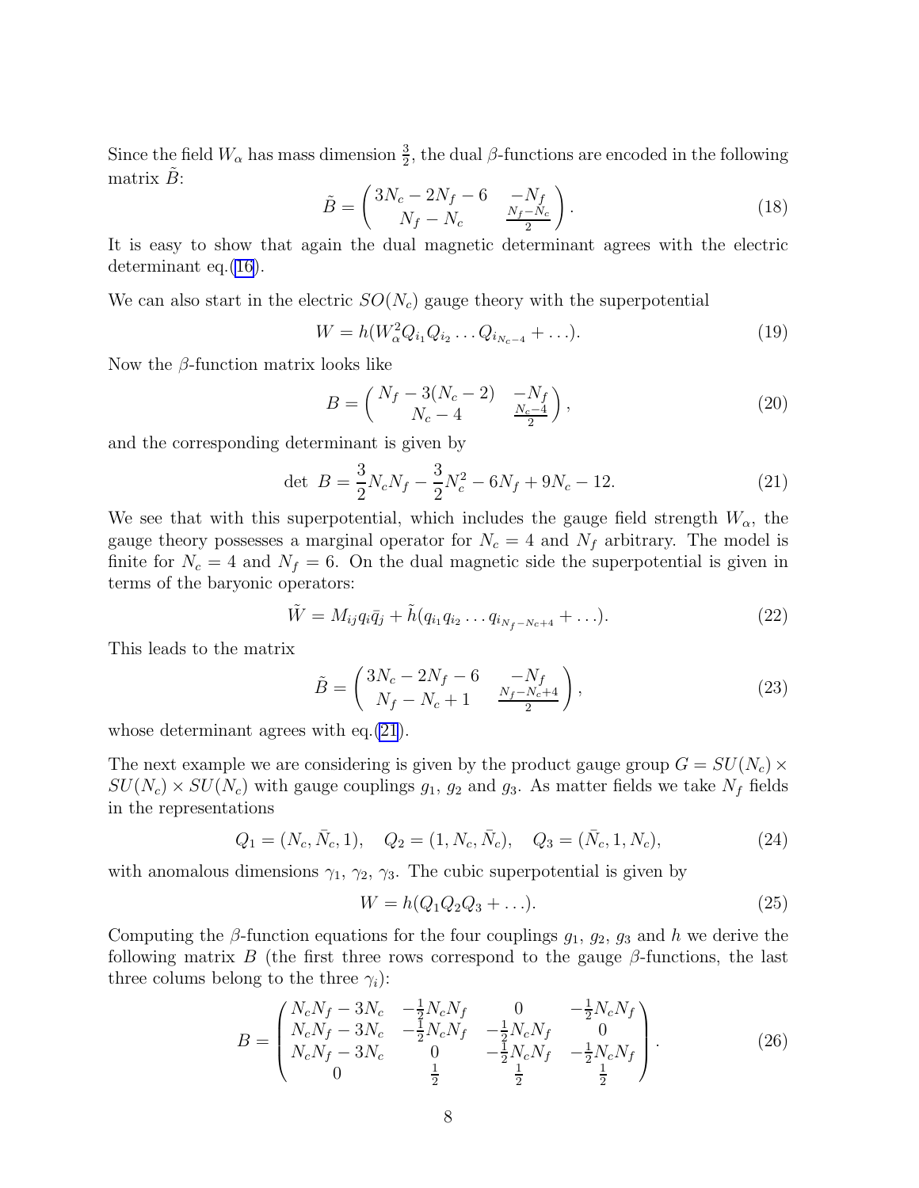Since the field $W_\alpha$ has mass dimension $\frac{3}{2}$, the dual $\beta$-functions are encoded in the following matrix $\tilde{B}$:

$$\tilde{B} = \begin{pmatrix} 3N_c - 2N_f - 6 & -N_f \\ N_f - N_c & \frac{N_f - N_c}{2} \end{pmatrix}. \tag{18}$$

It is easy to show that again the dual magnetic determinant agrees with the electric determinant eq.(16).

We can also start in the electric $SO(N_c)$ gauge theory with the superpotential

$$W = h(W_\alpha^2 Q_{i_1} Q_{i_2} \ldots Q_{i_{N_c-4}} + \ldots). \tag{19}$$

Now the $\beta$-function matrix looks like

$$B = \begin{pmatrix} N_f - 3(N_c - 2) & -N_f \\ N_c - 4 & \frac{N_c - 4}{2} \end{pmatrix}, \tag{20}$$

and the corresponding determinant is given by

$$\det\ B = \frac{3}{2} N_c N_f - \frac{3}{2} N_c^2 - 6N_f + 9N_c - 12. \tag{21}$$

We see that with this superpotential, which includes the gauge field strength $W_\alpha$, the gauge theory possesses a marginal operator for $N_c = 4$ and $N_f$ arbitrary. The model is finite for $N_c = 4$ and $N_f = 6$. On the dual magnetic side the superpotential is given in terms of the baryonic operators:

$$\tilde{W} = M_{ij} q_i \bar{q}_j + \tilde{h}(q_{i_1} q_{i_2} \ldots q_{i_{N_f - N_c + 4}} + \ldots). \tag{22}$$

This leads to the matrix

$$\tilde{B} = \begin{pmatrix} 3N_c - 2N_f - 6 & -N_f \\ N_f - N_c + 1 & \frac{N_f - N_c + 4}{2} \end{pmatrix}, \tag{23}$$

whose determinant agrees with eq.(21).

The next example we are considering is given by the product gauge group $G = SU(N_c) \times SU(N_c) \times SU(N_c)$ with gauge couplings $g_1$, $g_2$ and $g_3$. As matter fields we take $N_f$ fields in the representations

$$Q_1 = (N_c, \bar{N}_c, 1), \quad Q_2 = (1, N_c, \bar{N}_c), \quad Q_3 = (\bar{N}_c, 1, N_c), \tag{24}$$

with anomalous dimensions $\gamma_1$, $\gamma_2$, $\gamma_3$. The cubic superpotential is given by

$$W = h(Q_1 Q_2 Q_3 + \ldots). \tag{25}$$

Computing the $\beta$-function equations for the four couplings $g_1$, $g_2$, $g_3$ and $h$ we derive the following matrix $B$ (the first three rows correspond to the gauge $\beta$-functions, the last three colums belong to the three $\gamma_i$):

$$B = \begin{pmatrix} N_c N_f - 3N_c & -\frac{1}{2} N_c N_f & 0 & -\frac{1}{2} N_c N_f \\ N_c N_f - 3N_c & -\frac{1}{2} N_c N_f & -\frac{1}{2} N_c N_f & 0 \\ N_c N_f - 3N_c & 0 & -\frac{1}{2} N_c N_f & -\frac{1}{2} N_c N_f \\ 0 & \frac{1}{2} & \frac{1}{2} & \frac{1}{2} \end{pmatrix}. \tag{26}$$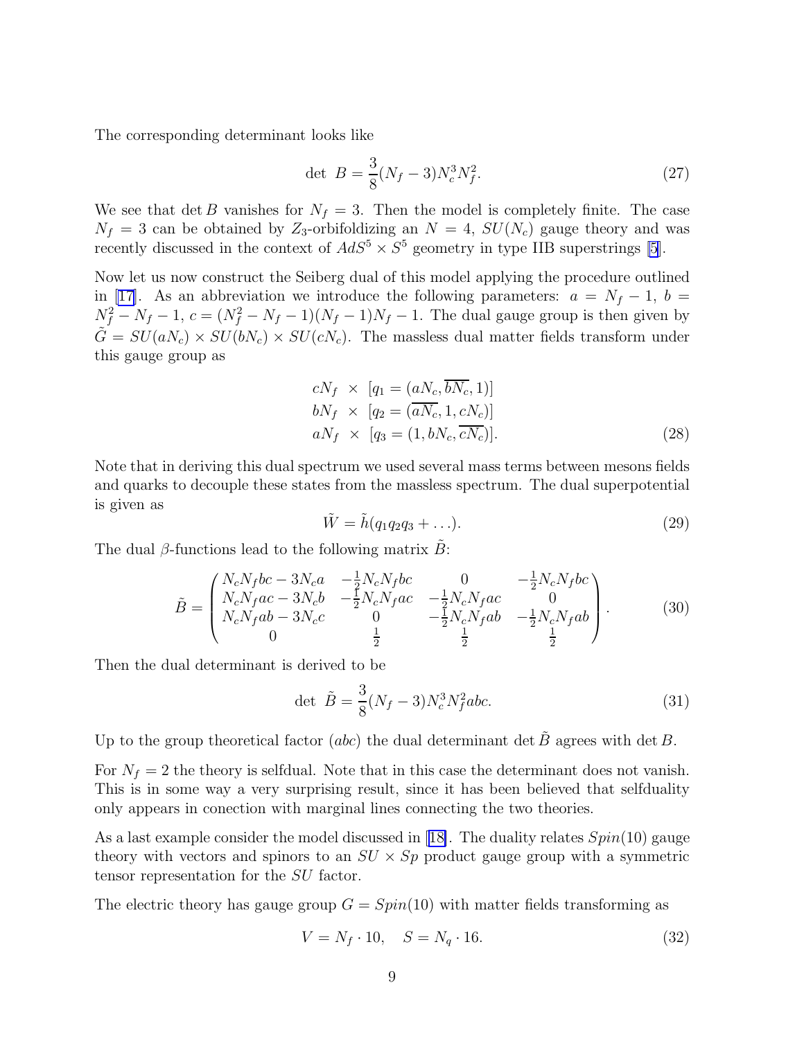The corresponding determinant looks like

$$
\det\ B = \frac{3}{8}(N_f - 3)N_c^3 N_f^2. \tag{27}
$$

We see that $\det B$ vanishes for $N_f = 3$. Then the model is completely finite. The case $N_f = 3$ can be obtained by $Z_3$-orbifoldizing an $N = 4$, $SU(N_c)$ gauge theory and was recently discussed in the context of $AdS^5 \times S^5$ geometry in type IIB superstrings [5].

Now let us now construct the Seiberg dual of this model applying the procedure outlined in [17]. As an abbreviation we introduce the following parameters: $a = N_f - 1$, $b = N_f^2 - N_f - 1$, $c = (N_f^2 - N_f - 1)(N_f - 1)N_f - 1$. The dual gauge group is then given by $\tilde{G} = SU(aN_c) \times SU(bN_c) \times SU(cN_c)$. The massless dual matter fields transform under this gauge group as

$$
\begin{aligned}
&cN_f \ \times \ [q_1 = (aN_c, \overline{bN_c}, 1)] \\
&bN_f \ \times \ [q_2 = (\overline{aN_c}, 1, cN_c)] \\
&aN_f \ \times \ [q_3 = (1, bN_c, \overline{cN_c})].
\end{aligned} \tag{28}
$$

Note that in deriving this dual spectrum we used several mass terms between mesons fields and quarks to decouple these states from the massless spectrum. The dual superpotential is given as

$$
\tilde{W} = \tilde{h}(q_1 q_2 q_3 + \ldots). \tag{29}
$$

The dual $\beta$-functions lead to the following matrix $\tilde{B}$:

$$
\tilde{B} = \begin{pmatrix}
N_c N_f bc - 3N_c a & -\frac{1}{2}N_c N_f bc & 0 & -\frac{1}{2}N_c N_f bc \\
N_c N_f ac - 3N_c b & -\frac{1}{2}N_c N_f ac & -\frac{1}{2}N_c N_f ac & 0 \\
N_c N_f ab - 3N_c c & 0 & -\frac{1}{2}N_c N_f ab & -\frac{1}{2}N_c N_f ab \\
0 & \frac{1}{2} & \frac{1}{2} & \frac{1}{2}
\end{pmatrix}. \tag{30}
$$

Then the dual determinant is derived to be

$$
\det\ \tilde{B} = \frac{3}{8}(N_f - 3)N_c^3 N_f^2 abc. \tag{31}
$$

Up to the group theoretical factor $(abc)$ the dual determinant $\det \tilde{B}$ agrees with $\det B$.

For $N_f = 2$ the theory is selfdual. Note that in this case the determinant does not vanish. This is in some way a very surprising result, since it has been believed that selfduality only appears in conection with marginal lines connecting the two theories.

As a last example consider the model discussed in [18]. The duality relates $Spin(10)$ gauge theory with vectors and spinors to an $SU \times Sp$ product gauge group with a symmetric tensor representation for the $SU$ factor.

The electric theory has gauge group $G = Spin(10)$ with matter fields transforming as

$$
V = N_f \cdot 10, \quad S = N_q \cdot 16. \tag{32}
$$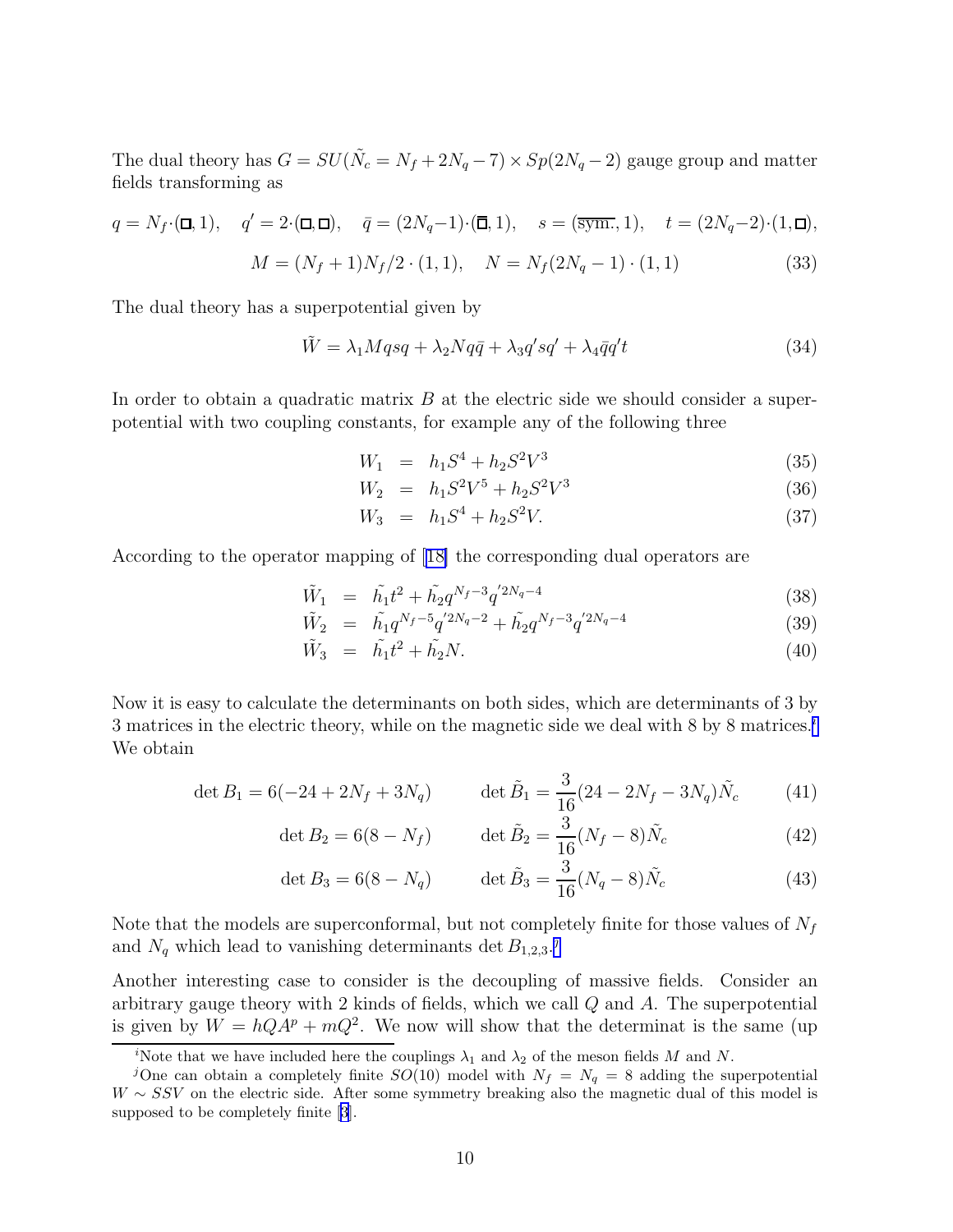The dual theory has $G = SU(\tilde{N}_c = N_f + 2N_q - 7) \times Sp(2N_q - 2)$ gauge group and matter fields transforming as

$$q = N_f \cdot (\square, 1), \quad q' = 2 \cdot (\square, \square), \quad \bar{q} = (2N_q - 1) \cdot (\bar{\square}, 1), \quad s = (\overline{\text{sym.}}, 1), \quad t = (2N_q - 2) \cdot (1, \square),$$

$$M = (N_f + 1)N_f/2 \cdot (1, 1), \quad N = N_f(2N_q - 1) \cdot (1, 1) \tag{33}$$

The dual theory has a superpotential given by

$$\tilde{W} = \lambda_1 Mqsq + \lambda_2 Nq\bar{q} + \lambda_3 q' s q' + \lambda_4 \bar{q} q' t \tag{34}$$

In order to obtain a quadratic matrix $B$ at the electric side we should consider a superpotential with two coupling constants, for example any of the following three

$$W_1 = h_1 S^4 + h_2 S^2 V^3 \tag{35}$$

$$W_2 = h_1 S^2 V^5 + h_2 S^2 V^3 \tag{36}$$

$$W_3 = h_1 S^4 + h_2 S^2 V. \tag{37}$$

According to the operator mapping of [18] the corresponding dual operators are

$$\tilde{W}_1 = \tilde{h_1} t^2 + \tilde{h_2} q^{N_f - 3} q'^{2N_q - 4} \tag{38}$$

$$\tilde{W}_2 = \tilde{h_1} q^{N_f - 5} q'^{2N_q - 2} + \tilde{h_2} q^{N_f - 3} q'^{2N_q - 4} \tag{39}$$

$$\tilde{W}_3 = \tilde{h_1} t^2 + \tilde{h_2} N. \tag{40}$$

Now it is easy to calculate the determinants on both sides, which are determinants of 3 by 3 matrices in the electric theory, while on the magnetic side we deal with 8 by 8 matrices.[i] We obtain

$$\det B_1 = 6(-24 + 2N_f + 3N_q) \qquad \det \tilde{B}_1 = \frac{3}{16}(24 - 2N_f - 3N_q)\tilde{N}_c \tag{41}$$

$$\det B_2 = 6(8 - N_f) \qquad \det \tilde{B}_2 = \frac{3}{16}(N_f - 8)\tilde{N}_c \tag{42}$$

$$\det B_3 = 6(8 - N_q) \qquad \det \tilde{B}_3 = \frac{3}{16}(N_q - 8)\tilde{N}_c \tag{43}$$

Note that the models are superconformal, but not completely finite for those values of $N_f$ and $N_q$ which lead to vanishing determinants $\det B_{1,2,3}$.[j]

Another interesting case to consider is the decoupling of massive fields. Consider an arbitrary gauge theory with 2 kinds of fields, which we call $Q$ and $A$. The superpotential is given by $W = hQA^p + mQ^2$. We now will show that the determinat is the same (up

---

[i] Note that we have included here the couplings $\lambda_1$ and $\lambda_2$ of the meson fields $M$ and $N$.

[j] One can obtain a completely finite $SO(10)$ model with $N_f = N_q = 8$ adding the superpotential $W \sim SSV$ on the electric side. After some symmetry breaking also the magnetic dual of this model is supposed to be completely finite [3].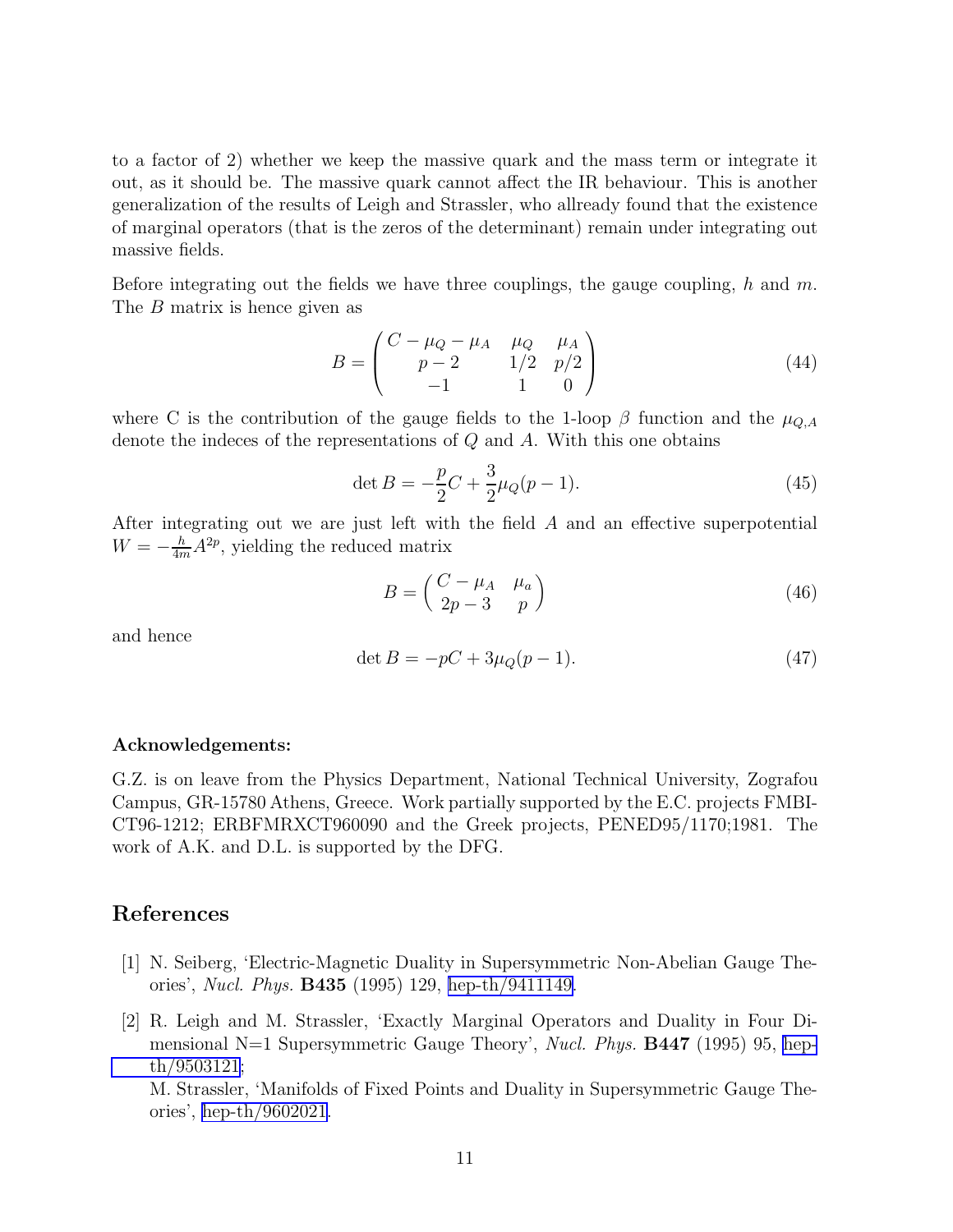to a factor of 2) whether we keep the massive quark and the mass term or integrate it out, as it should be. The massive quark cannot affect the IR behaviour. This is another generalization of the results of Leigh and Strassler, who allready found that the existence of marginal operators (that is the zeros of the determinant) remain under integrating out massive fields.

Before integrating out the fields we have three couplings, the gauge coupling, $h$ and $m$. The $B$ matrix is hence given as

$$B = \begin{pmatrix} C - \mu_Q - \mu_A & \mu_Q & \mu_A \\ p-2 & 1/2 & p/2 \\ -1 & 1 & 0 \end{pmatrix} \tag{44}$$

where C is the contribution of the gauge fields to the 1-loop $\beta$ function and the $\mu_{Q,A}$ denote the indeces of the representations of $Q$ and $A$. With this one obtains

$$\det B = -\frac{p}{2}C + \frac{3}{2}\mu_Q(p-1). \tag{45}$$

After integrating out we are just left with the field $A$ and an effective superpotential $W = -\frac{h}{4m}A^{2p}$, yielding the reduced matrix

$$B = \begin{pmatrix} C - \mu_A & \mu_a \\ 2p-3 & p \end{pmatrix} \tag{46}$$

and hence

$$\det B = -pC + 3\mu_Q(p-1). \tag{47}$$

**Acknowledgements:**

G.Z. is on leave from the Physics Department, National Technical University, Zografou Campus, GR-15780 Athens, Greece. Work partially supported by the E.C. projects FMBI-CT96-1212; ERBFMRXCT960090 and the Greek projects, PENED95/1170;1981. The work of A.K. and D.L. is supported by the DFG.

## References

[1] N. Seiberg, 'Electric-Magnetic Duality in Supersymmetric Non-Abelian Gauge Theories', *Nucl. Phys.* **B435** (1995) 129, hep-th/9411149.

[2] R. Leigh and M. Strassler, 'Exactly Marginal Operators and Duality in Four Dimensional N=1 Supersymmetric Gauge Theory', *Nucl. Phys.* **B447** (1995) 95, hep-th/9503121;
M. Strassler, 'Manifolds of Fixed Points and Duality in Supersymmetric Gauge Theories', hep-th/9602021.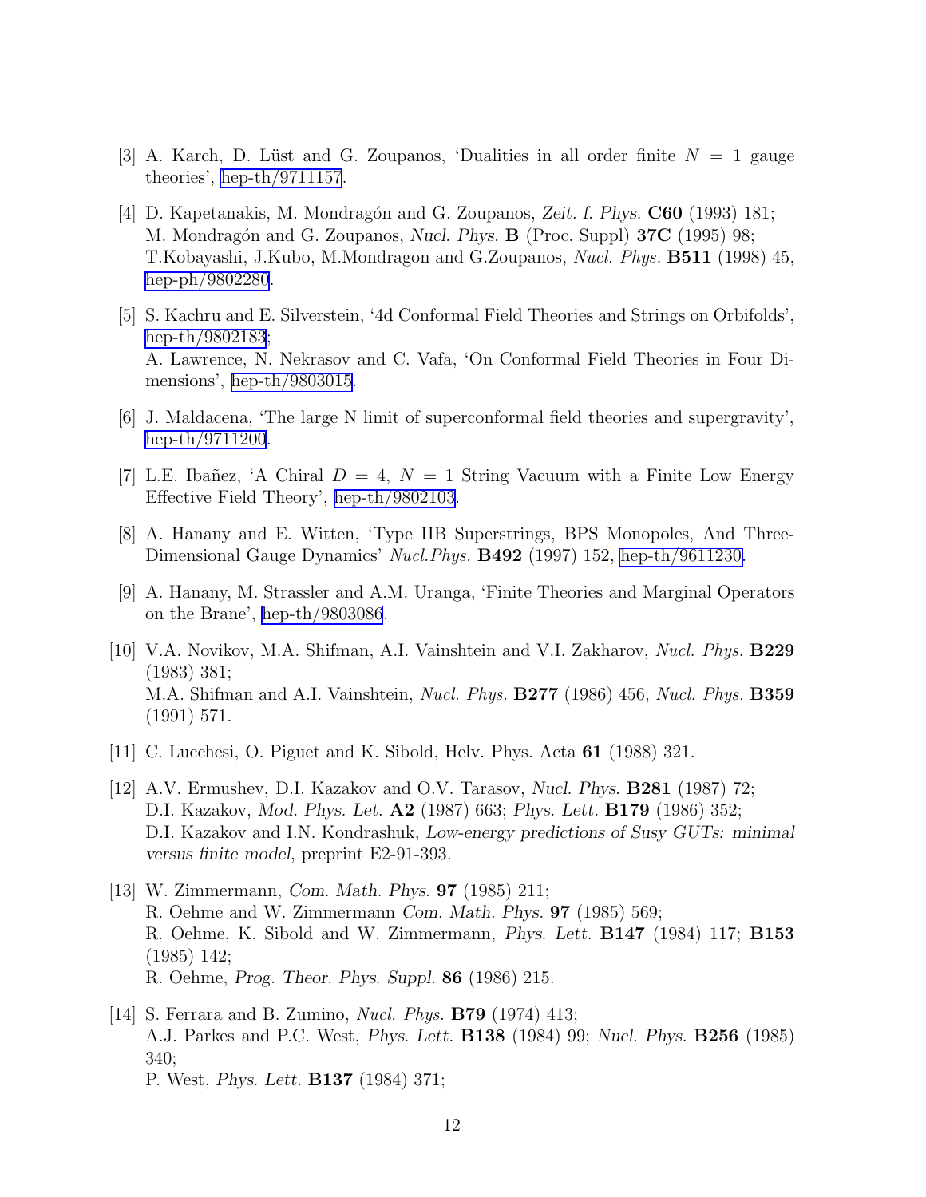[3] A. Karch, D. Lüst and G. Zoupanos, 'Dualities in all order finite $N = 1$ gauge theories', hep-th/9711157.

[4] D. Kapetanakis, M. Mondragón and G. Zoupanos, *Zeit. f. Phys.* **C60** (1993) 181; M. Mondragón and G. Zoupanos, *Nucl. Phys.* **B** (Proc. Suppl) **37C** (1995) 98; T.Kobayashi, J.Kubo, M.Mondragon and G.Zoupanos, *Nucl. Phys.* **B511** (1998) 45, hep-ph/9802280.

[5] S. Kachru and E. Silverstein, '4d Conformal Field Theories and Strings on Orbifolds', hep-th/9802183; A. Lawrence, N. Nekrasov and C. Vafa, 'On Conformal Field Theories in Four Dimensions', hep-th/9803015.

[6] J. Maldacena, 'The large N limit of superconformal field theories and supergravity', hep-th/9711200.

[7] L.E. Ibañez, 'A Chiral $D = 4$, $N = 1$ String Vacuum with a Finite Low Energy Effective Field Theory', hep-th/9802103.

[8] A. Hanany and E. Witten, 'Type IIB Superstrings, BPS Monopoles, And Three-Dimensional Gauge Dynamics' *Nucl.Phys.* **B492** (1997) 152, hep-th/9611230.

[9] A. Hanany, M. Strassler and A.M. Uranga, 'Finite Theories and Marginal Operators on the Brane', hep-th/9803086.

[10] V.A. Novikov, M.A. Shifman, A.I. Vainshtein and V.I. Zakharov, *Nucl. Phys.* **B229** (1983) 381; M.A. Shifman and A.I. Vainshtein, *Nucl. Phys.* **B277** (1986) 456, *Nucl. Phys.* **B359** (1991) 571.

[11] C. Lucchesi, O. Piguet and K. Sibold, Helv. Phys. Acta **61** (1988) 321.

[12] A.V. Ermushev, D.I. Kazakov and O.V. Tarasov, *Nucl. Phys.* **B281** (1987) 72; D.I. Kazakov, *Mod. Phys. Let.* **A2** (1987) 663; *Phys. Lett.* **B179** (1986) 352; D.I. Kazakov and I.N. Kondrashuk, *Low-energy predictions of Susy GUTs: minimal versus finite model*, preprint E2-91-393.

[13] W. Zimmermann, *Com. Math. Phys.* **97** (1985) 211; R. Oehme and W. Zimmermann *Com. Math. Phys.* **97** (1985) 569; R. Oehme, K. Sibold and W. Zimmermann, *Phys. Lett.* **B147** (1984) 117; **B153** (1985) 142; R. Oehme, *Prog. Theor. Phys. Suppl.* **86** (1986) 215.

[14] S. Ferrara and B. Zumino, *Nucl. Phys.* **B79** (1974) 413; A.J. Parkes and P.C. West, *Phys. Lett.* **B138** (1984) 99; *Nucl. Phys.* **B256** (1985) 340; P. West, *Phys. Lett.* **B137** (1984) 371;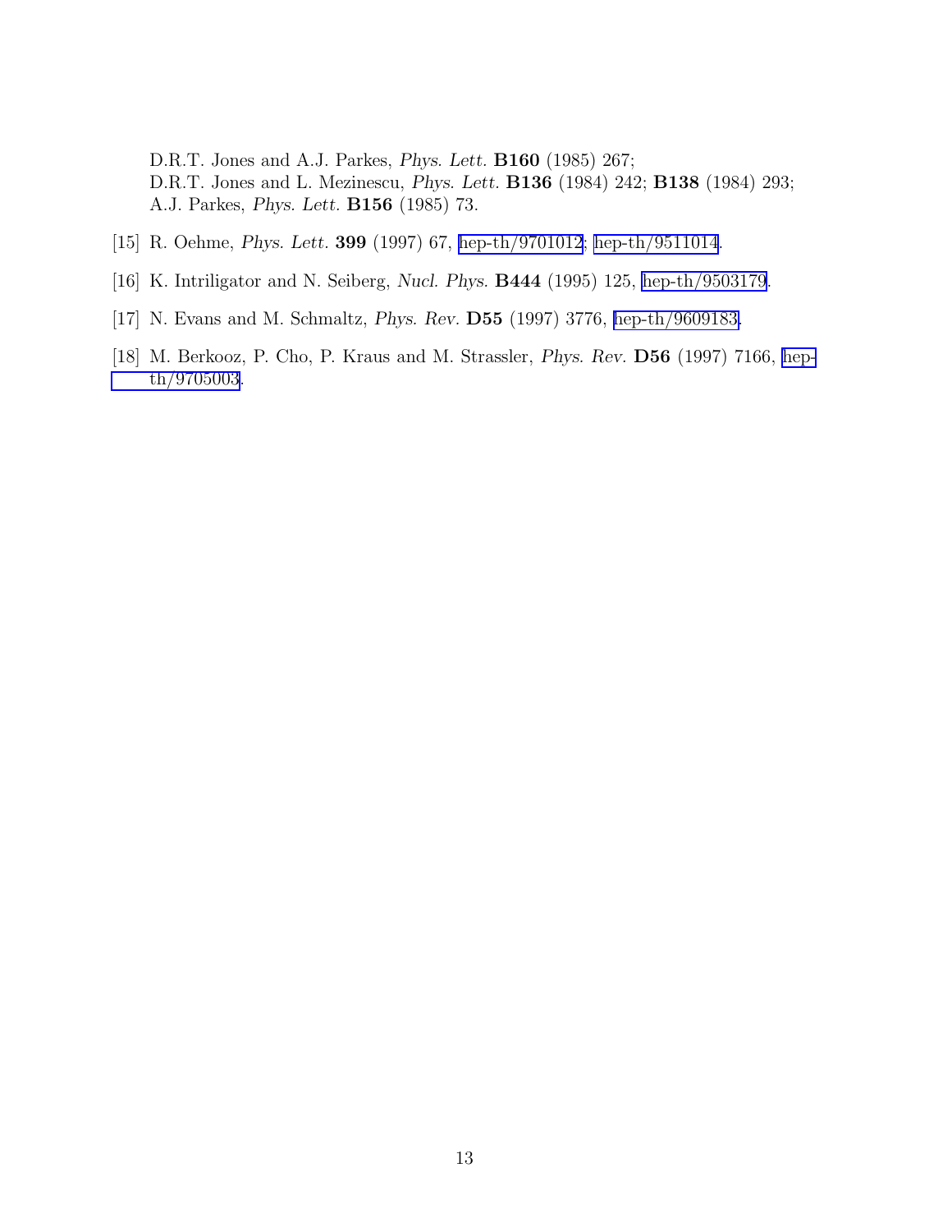D.R.T. Jones and A.J. Parkes, *Phys. Lett.* **B160** (1985) 267;
D.R.T. Jones and L. Mezinescu, *Phys. Lett.* **B136** (1984) 242; **B138** (1984) 293;
A.J. Parkes, *Phys. Lett.* **B156** (1985) 73.

[15] R. Oehme, *Phys. Lett.* **399** (1997) 67, hep-th/9701012; hep-th/9511014.

[16] K. Intriligator and N. Seiberg, *Nucl. Phys.* **B444** (1995) 125, hep-th/9503179.

[17] N. Evans and M. Schmaltz, *Phys. Rev.* **D55** (1997) 3776, hep-th/9609183.

[18] M. Berkooz, P. Cho, P. Kraus and M. Strassler, *Phys. Rev.* **D56** (1997) 7166, hep-th/9705003.